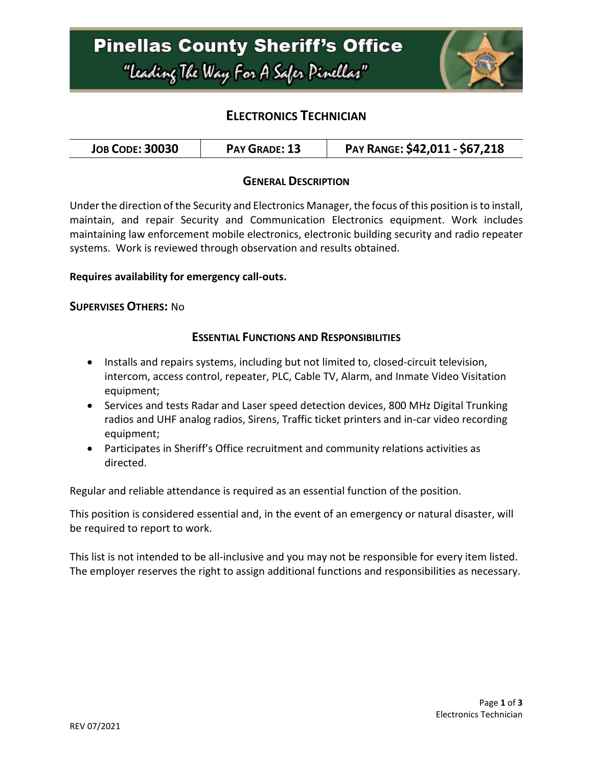# Pinellas County Sheriff's Office

"Leading The Way For A Safer Pinellas"

## ELECTRONICS TECHNICIAN

| JOB CODE: 30030 | PAY GRADE: 13 | PAY RANGE: $42,011 - $67,218 |
| --- | --- | --- |

### GENERAL DESCRIPTION

Under the direction of the Security and Electronics Manager, the focus of this position is to install, maintain, and repair Security and Communication Electronics equipment. Work includes maintaining law enforcement mobile electronics, electronic building security and radio repeater systems. Work is reviewed through observation and results obtained.

**Requires availability for emergency call-outs.**

**SUPERVISES OTHERS:** No

### ESSENTIAL FUNCTIONS AND RESPONSIBILITIES

- Installs and repairs systems, including but not limited to, closed-circuit television, intercom, access control, repeater, PLC, Cable TV, Alarm, and Inmate Video Visitation equipment;
- Services and tests Radar and Laser speed detection devices, 800 MHz Digital Trunking radios and UHF analog radios, Sirens, Traffic ticket printers and in-car video recording equipment;
- Participates in Sheriff's Office recruitment and community relations activities as directed.

Regular and reliable attendance is required as an essential function of the position.

This position is considered essential and, in the event of an emergency or natural disaster, will be required to report to work.

This list is not intended to be all-inclusive and you may not be responsible for every item listed. The employer reserves the right to assign additional functions and responsibilities as necessary.

REV 07/2021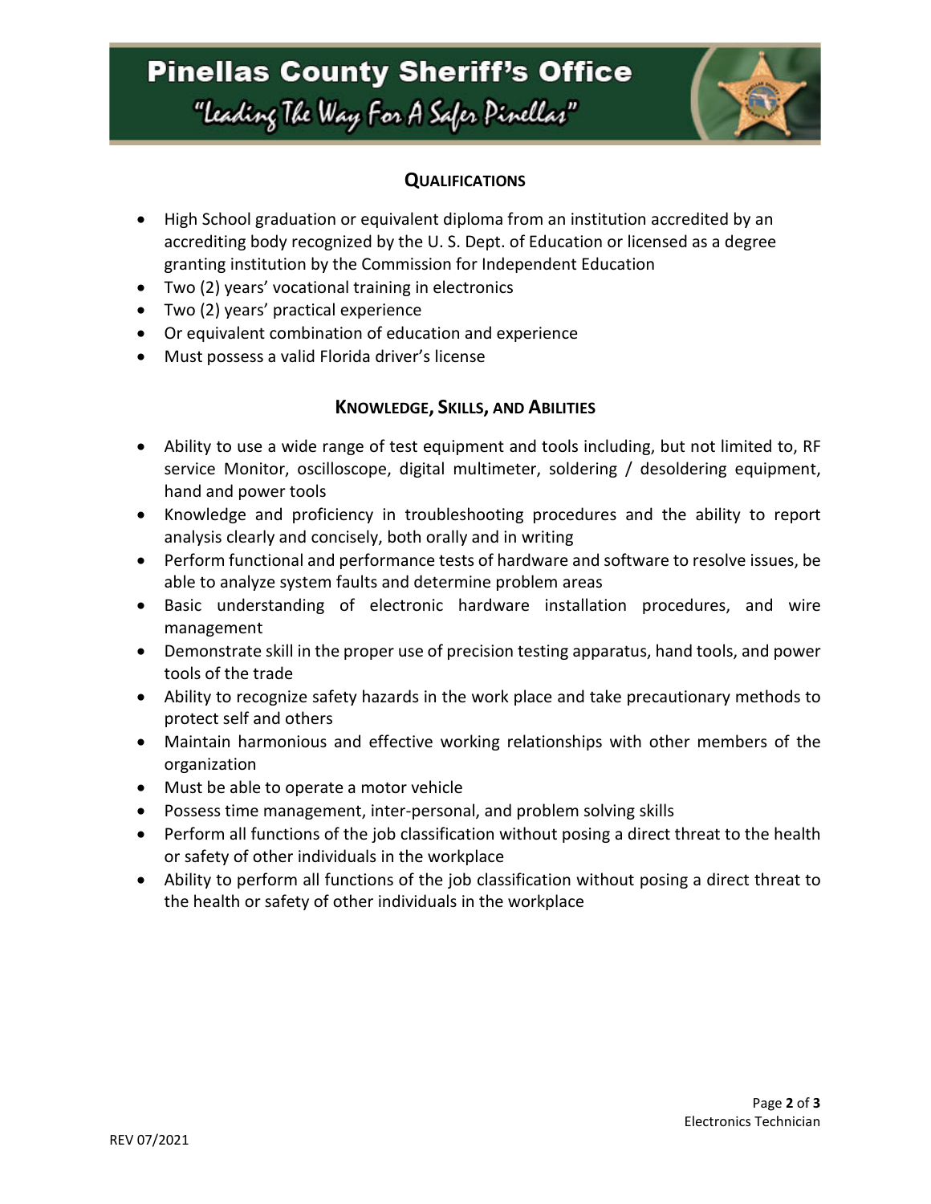## Qualifications

- High School graduation or equivalent diploma from an institution accredited by an accrediting body recognized by the U. S. Dept. of Education or licensed as a degree granting institution by the Commission for Independent Education
- Two (2) years' vocational training in electronics
- Two (2) years' practical experience
- Or equivalent combination of education and experience
- Must possess a valid Florida driver's license

## Knowledge, Skills, and Abilities

- Ability to use a wide range of test equipment and tools including, but not limited to, RF service Monitor, oscilloscope, digital multimeter, soldering / desoldering equipment, hand and power tools
- Knowledge and proficiency in troubleshooting procedures and the ability to report analysis clearly and concisely, both orally and in writing
- Perform functional and performance tests of hardware and software to resolve issues, be able to analyze system faults and determine problem areas
- Basic understanding of electronic hardware installation procedures, and wire management
- Demonstrate skill in the proper use of precision testing apparatus, hand tools, and power tools of the trade
- Ability to recognize safety hazards in the work place and take precautionary methods to protect self and others
- Maintain harmonious and effective working relationships with other members of the organization
- Must be able to operate a motor vehicle
- Possess time management, inter-personal, and problem solving skills
- Perform all functions of the job classification without posing a direct threat to the health or safety of other individuals in the workplace
- Ability to perform all functions of the job classification without posing a direct threat to the health or safety of other individuals in the workplace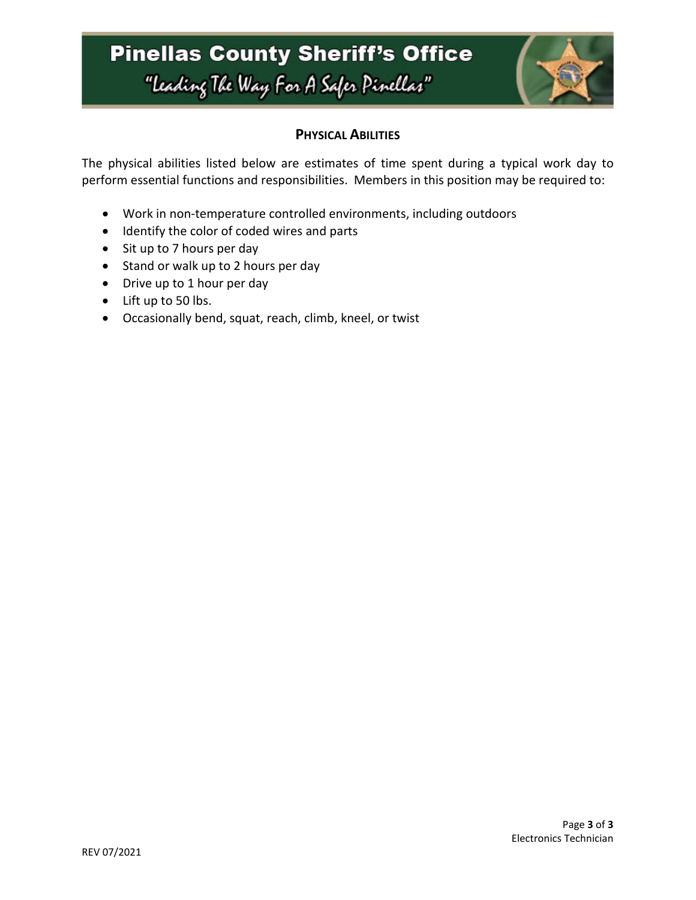## Physical Abilities

The physical abilities listed below are estimates of time spent during a typical work day to perform essential functions and responsibilities. Members in this position may be required to:

- Work in non-temperature controlled environments, including outdoors
- Identify the color of coded wires and parts
- Sit up to 7 hours per day
- Stand or walk up to 2 hours per day
- Drive up to 1 hour per day
- Lift up to 50 lbs.
- Occasionally bend, squat, reach, climb, kneel, or twist